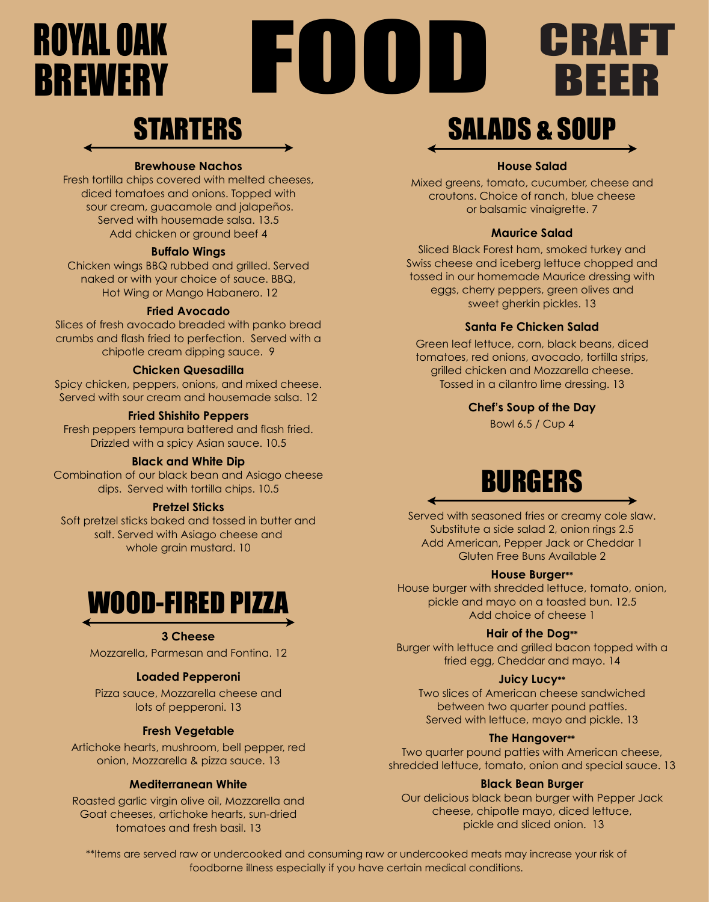# ROYAL OAK BREWERY FOOD CRAFT BEER

## STARTERS

**Brewhouse Nachos**
Fresh tortilla chips covered with melted cheeses, diced tomatoes and onions. Topped with sour cream, guacamole and jalapeños. Served with housemade salsa. 13.5
Add chicken or ground beef 4

**Buffalo Wings**
Chicken wings BBQ rubbed and grilled. Served naked or with your choice of sauce. BBQ, Hot Wing or Mango Habanero. 12

**Fried Avocado**
Slices of fresh avocado breaded with panko bread crumbs and flash fried to perfection. Served with a chipotle cream dipping sauce. 9

**Chicken Quesadilla**
Spicy chicken, peppers, onions, and mixed cheese. Served with sour cream and housemade salsa. 12

**Fried Shishito Peppers**
Fresh peppers tempura battered and flash fried. Drizzled with a spicy Asian sauce. 10.5

**Black and White Dip**
Combination of our black bean and Asiago cheese dips. Served with tortilla chips. 10.5

**Pretzel Sticks**
Soft pretzel sticks baked and tossed in butter and salt. Served with Asiago cheese and whole grain mustard. 10

## WOOD-FIRED PIZZA

**3 Cheese**
Mozzarella, Parmesan and Fontina. 12

**Loaded Pepperoni**
Pizza sauce, Mozzarella cheese and lots of pepperoni. 13

**Fresh Vegetable**
Artichoke hearts, mushroom, bell pepper, red onion, Mozzarella & pizza sauce. 13

**Mediterranean White**
Roasted garlic virgin olive oil, Mozzarella and Goat cheeses, artichoke hearts, sun-dried tomatoes and fresh basil. 13

## SALADS & SOUP

**House Salad**
Mixed greens, tomato, cucumber, cheese and croutons. Choice of ranch, blue cheese or balsamic vinaigrette. 7

**Maurice Salad**
Sliced Black Forest ham, smoked turkey and Swiss cheese and iceberg lettuce chopped and tossed in our homemade Maurice dressing with eggs, cherry peppers, green olives and sweet gherkin pickles. 13

**Santa Fe Chicken Salad**
Green leaf lettuce, corn, black beans, diced tomatoes, red onions, avocado, tortilla strips, grilled chicken and Mozzarella cheese. Tossed in a cilantro lime dressing. 13

**Chef's Soup of the Day**
Bowl 6.5 / Cup 4

## BURGERS

Served with seasoned fries or creamy cole slaw.
Substitute a side salad 2, onion rings 2.5
Add American, Pepper Jack or Cheddar 1
Gluten Free Buns Available 2

**House Burger****
House burger with shredded lettuce, tomato, onion, pickle and mayo on a toasted bun. 12.5
Add choice of cheese 1

**Hair of the Dog****
Burger with lettuce and grilled bacon topped with a fried egg, Cheddar and mayo. 14

**Juicy Lucy****
Two slices of American cheese sandwiched between two quarter pound patties. Served with lettuce, mayo and pickle. 13

**The Hangover****
Two quarter pound patties with American cheese, shredded lettuce, tomato, onion and special sauce. 13

**Black Bean Burger**
Our delicious black bean burger with Pepper Jack cheese, chipotle mayo, diced lettuce, pickle and sliced onion. 13

**Items are served raw or undercooked and consuming raw or undercooked meats may increase your risk of foodborne illness especially if you have certain medical conditions.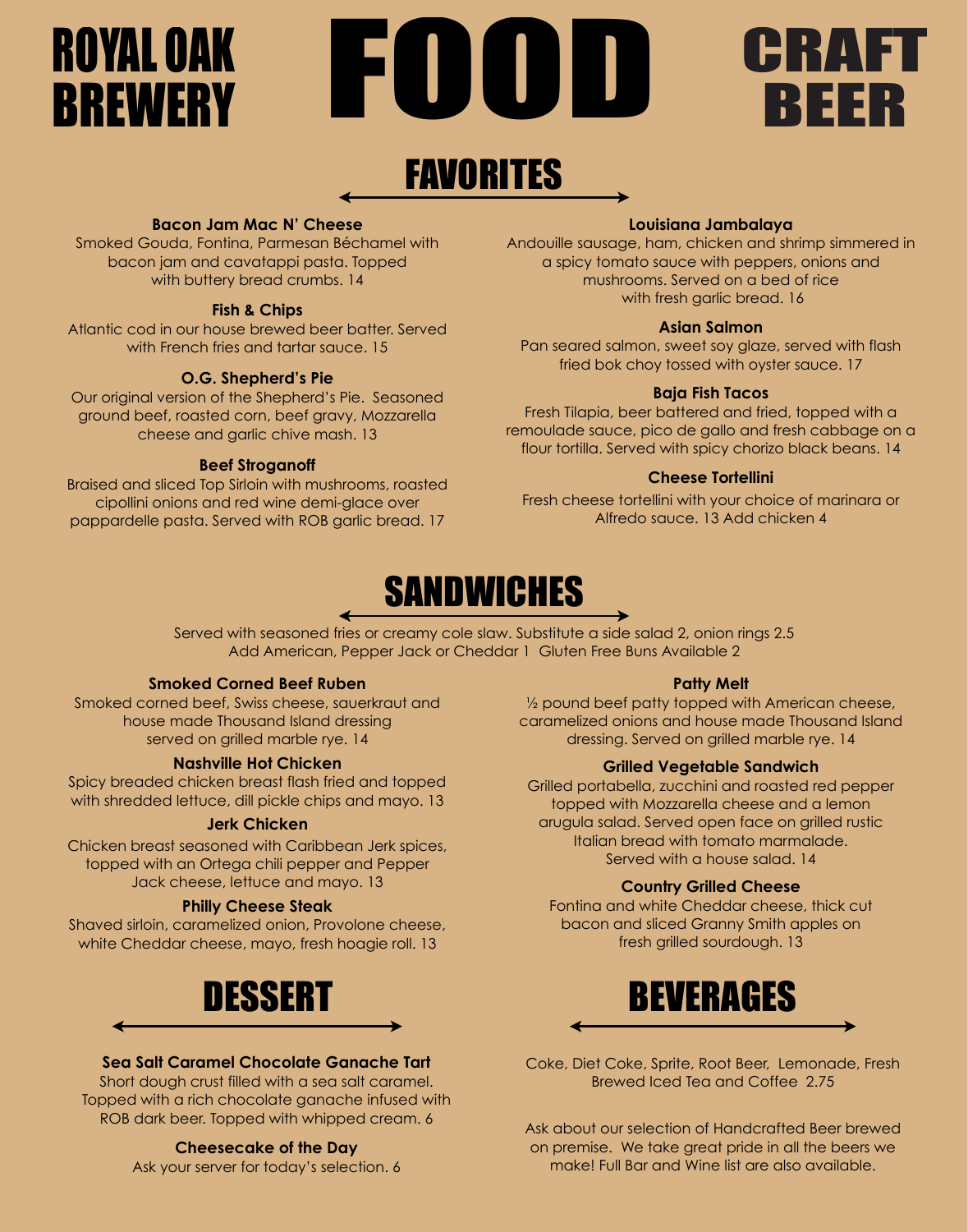# ROYAL OAK BREWERY FOOD CRAFT BEER

## FAVORITES

**Bacon Jam Mac N' Cheese**
Smoked Gouda, Fontina, Parmesan Béchamel with bacon jam and cavatappi pasta. Topped with buttery bread crumbs. 14

**Fish & Chips**
Atlantic cod in our house brewed beer batter. Served with French fries and tartar sauce. 15

**O.G. Shepherd's Pie**
Our original version of the Shepherd's Pie. Seasoned ground beef, roasted corn, beef gravy, Mozzarella cheese and garlic chive mash. 13

**Beef Stroganoff**
Braised and sliced Top Sirloin with mushrooms, roasted cipollini onions and red wine demi-glace over pappardelle pasta. Served with ROB garlic bread. 17

**Louisiana Jambalaya**
Andouille sausage, ham, chicken and shrimp simmered in a spicy tomato sauce with peppers, onions and mushrooms. Served on a bed of rice with fresh garlic bread. 16

**Asian Salmon**
Pan seared salmon, sweet soy glaze, served with flash fried bok choy tossed with oyster sauce. 17

**Baja Fish Tacos**
Fresh Tilapia, beer battered and fried, topped with a remoulade sauce, pico de gallo and fresh cabbage on a flour tortilla. Served with spicy chorizo black beans. 14

**Cheese Tortellini**
Fresh cheese tortellini with your choice of marinara or Alfredo sauce. 13 Add chicken 4

## SANDWICHES

Served with seasoned fries or creamy cole slaw. Substitute a side salad 2, onion rings 2.5
Add American, Pepper Jack or Cheddar 1 Gluten Free Buns Available 2

**Smoked Corned Beef Ruben**
Smoked corned beef, Swiss cheese, sauerkraut and house made Thousand Island dressing served on grilled marble rye. 14

**Nashville Hot Chicken**
Spicy breaded chicken breast flash fried and topped with shredded lettuce, dill pickle chips and mayo. 13

**Jerk Chicken**
Chicken breast seasoned with Caribbean Jerk spices, topped with an Ortega chili pepper and Pepper Jack cheese, lettuce and mayo. 13

**Philly Cheese Steak**
Shaved sirloin, caramelized onion, Provolone cheese, white Cheddar cheese, mayo, fresh hoagie roll. 13

**Patty Melt**
½ pound beef patty topped with American cheese, caramelized onions and house made Thousand Island dressing. Served on grilled marble rye. 14

**Grilled Vegetable Sandwich**
Grilled portabella, zucchini and roasted red pepper topped with Mozzarella cheese and a lemon arugula salad. Served open face on grilled rustic Italian bread with tomato marmalade. Served with a house salad. 14

**Country Grilled Cheese**
Fontina and white Cheddar cheese, thick cut bacon and sliced Granny Smith apples on fresh grilled sourdough. 13

## DESSERT

**Sea Salt Caramel Chocolate Ganache Tart**
Short dough crust filled with a sea salt caramel. Topped with a rich chocolate ganache infused with ROB dark beer. Topped with whipped cream. 6

**Cheesecake of the Day**
Ask your server for today's selection. 6

## BEVERAGES

Coke, Diet Coke, Sprite, Root Beer, Lemonade, Fresh Brewed Iced Tea and Coffee 2.75

Ask about our selection of Handcrafted Beer brewed on premise. We take great pride in all the beers we make! Full Bar and Wine list are also available.